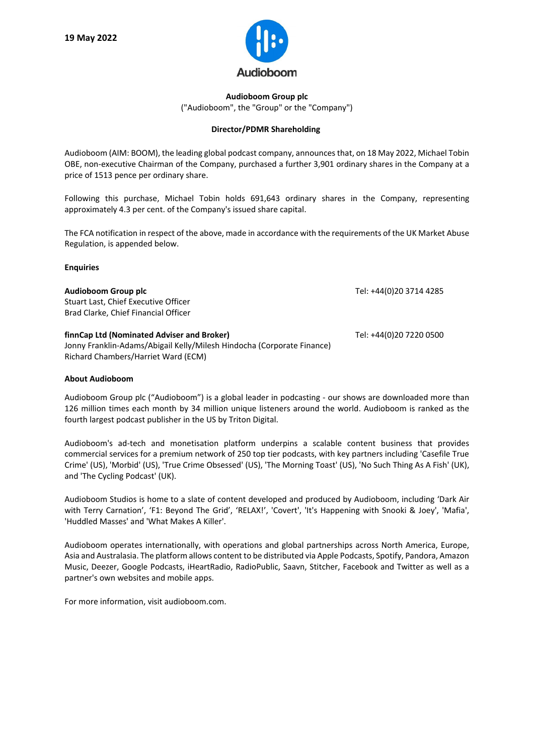**19 May 2022**

Audioboom

**Audioboom Group plc**

("Audioboom", the "Group" or the "Company")

**Director/PDMR Shareholding**

Audioboom (AIM: BOOM), the leading global podcast company, announces that, on 18 May 2022, Michael Tobin OBE, non-executive Chairman of the Company, purchased a further 3,901 ordinary shares in the Company at a price of 1513 pence per ordinary share.

Following this purchase, Michael Tobin holds 691,643 ordinary shares in the Company, representing approximately 4.3 per cent. of the Company's issued share capital.

The FCA notification in respect of the above, made in accordance with the requirements of the UK Market Abuse Regulation, is appended below.

**Enquiries**

**Audioboom Group plc** Tel: +44(0)20 3714 4285
Stuart Last, Chief Executive Officer
Brad Clarke, Chief Financial Officer

**finnCap Ltd (Nominated Adviser and Broker)** Tel: +44(0)20 7220 0500
Jonny Franklin-Adams/Abigail Kelly/Milesh Hindocha (Corporate Finance)
Richard Chambers/Harriet Ward (ECM)

**About Audioboom**

Audioboom Group plc ("Audioboom") is a global leader in podcasting - our shows are downloaded more than 126 million times each month by 34 million unique listeners around the world. Audioboom is ranked as the fourth largest podcast publisher in the US by Triton Digital.

Audioboom's ad-tech and monetisation platform underpins a scalable content business that provides commercial services for a premium network of 250 top tier podcasts, with key partners including 'Casefile True Crime' (US), 'Morbid' (US), 'True Crime Obsessed' (US), 'The Morning Toast' (US), 'No Such Thing As A Fish' (UK), and 'The Cycling Podcast' (UK).

Audioboom Studios is home to a slate of content developed and produced by Audioboom, including 'Dark Air with Terry Carnation', 'F1: Beyond The Grid', 'RELAX!', 'Covert', 'It's Happening with Snooki & Joey', 'Mafia', 'Huddled Masses' and 'What Makes A Killer'.

Audioboom operates internationally, with operations and global partnerships across North America, Europe, Asia and Australasia. The platform allows content to be distributed via Apple Podcasts, Spotify, Pandora, Amazon Music, Deezer, Google Podcasts, iHeartRadio, RadioPublic, Saavn, Stitcher, Facebook and Twitter as well as a partner's own websites and mobile apps.

For more information, visit audioboom.com.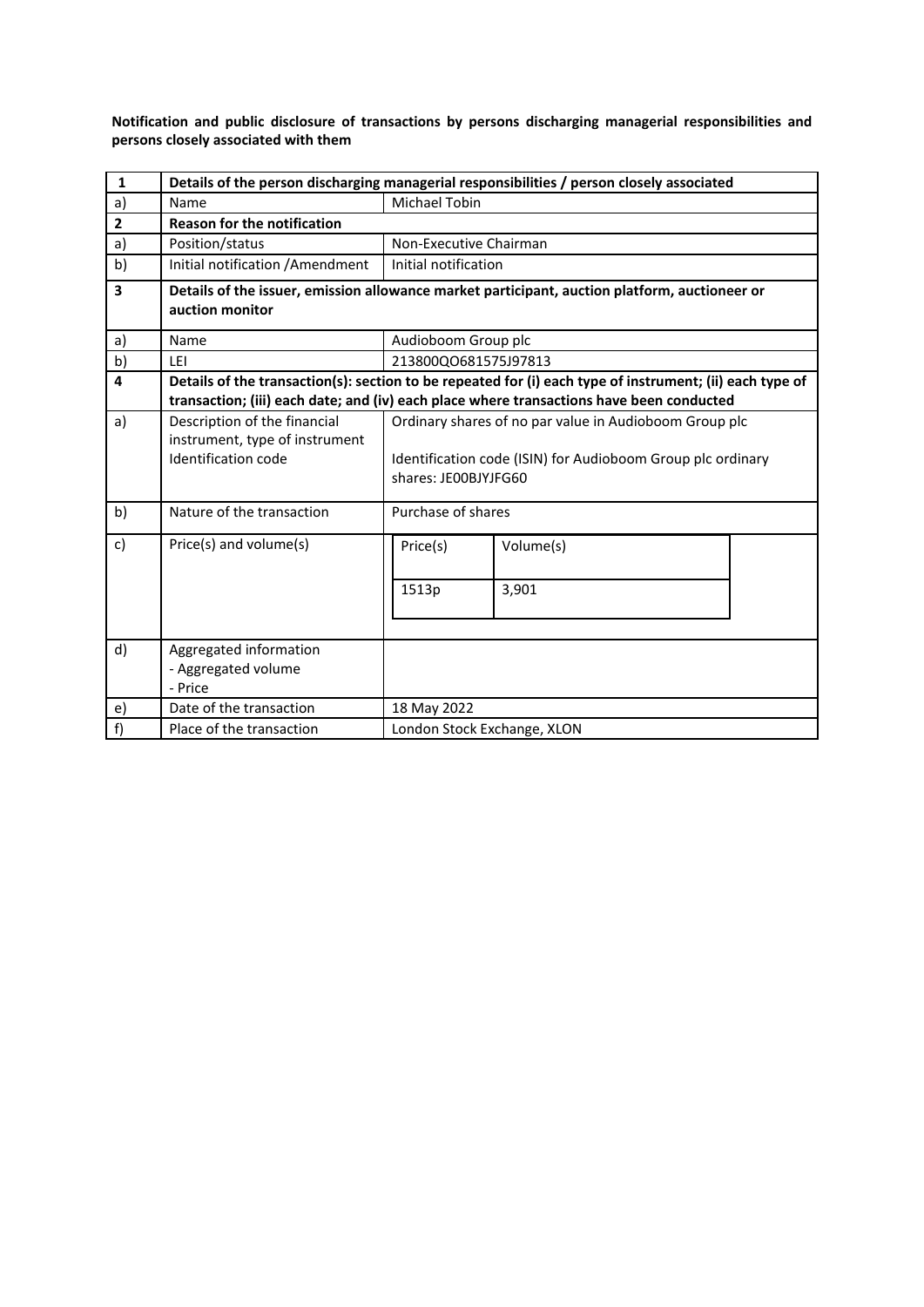**Notification and public disclosure of transactions by persons discharging managerial responsibilities and persons closely associated with them**

| | | |
|---|---|---|
| **1** | **Details of the person discharging managerial responsibilities / person closely associated** | |
| a) | Name | Michael Tobin |
| **2** | **Reason for the notification** | |
| a) | Position/status | Non-Executive Chairman |
| b) | Initial notification /Amendment | Initial notification |
| **3** | **Details of the issuer, emission allowance market participant, auction platform, auctioneer or auction monitor** | |
| a) | Name | Audioboom Group plc |
| b) | LEI | 213800QO681575J97813 |
| **4** | **Details of the transaction(s): section to be repeated for (i) each type of instrument; (ii) each type of transaction; (iii) each date; and (iv) each place where transactions have been conducted** | |
| a) | Description of the financial instrument, type of instrument Identification code | Ordinary shares of no par value in Audioboom Group plc<br><br>Identification code (ISIN) for Audioboom Group plc ordinary shares: JE00BJYJFG60 |
| b) | Nature of the transaction | Purchase of shares |
| c) | Price(s) and volume(s) | Price(s): 1513p<br>Volume(s): 3,901 |
| d) | Aggregated information<br>- Aggregated volume<br>- Price | |
| e) | Date of the transaction | 18 May 2022 |
| f) | Place of the transaction | London Stock Exchange, XLON |